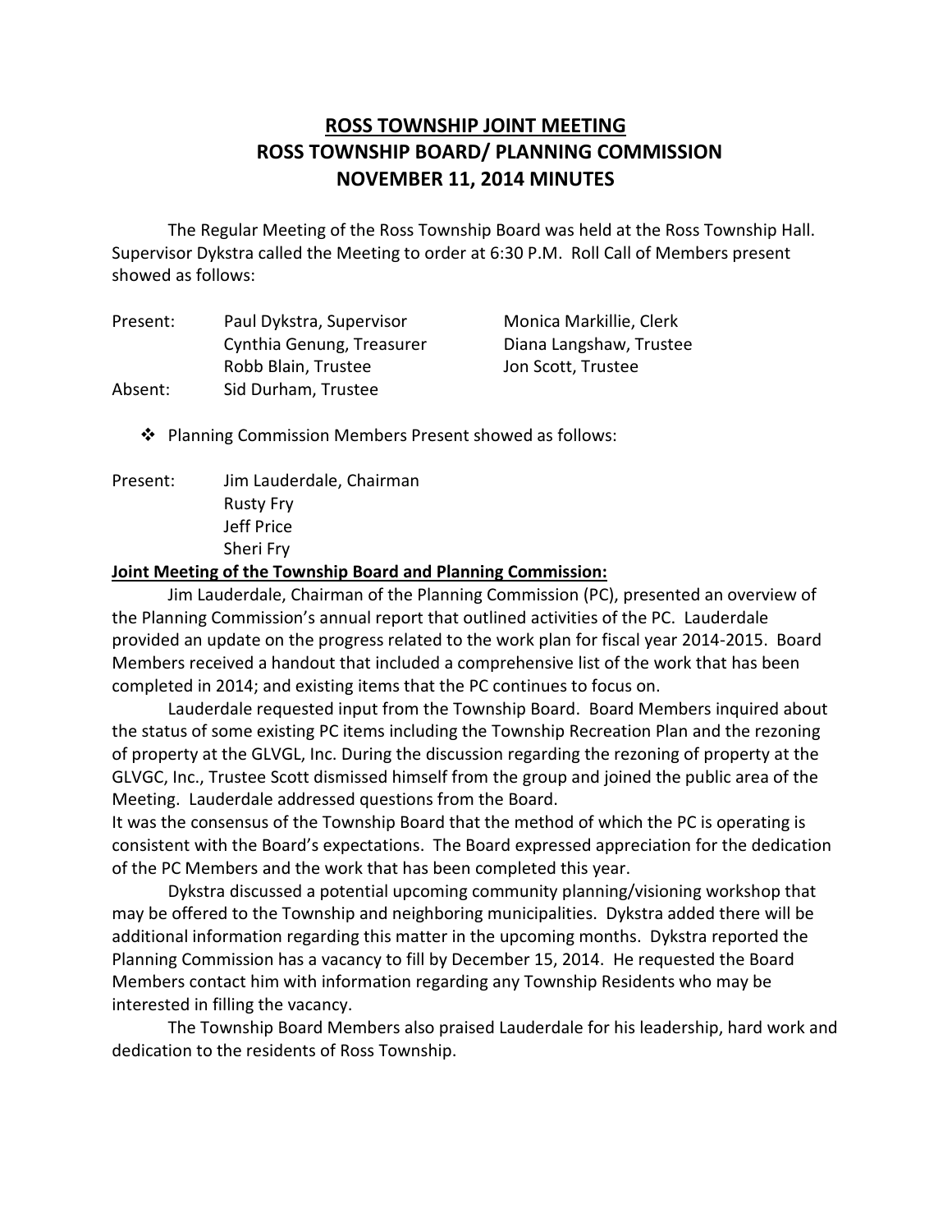# ROSS TOWNSHIP JOINT MEETING
# ROSS TOWNSHIP BOARD/ PLANNING COMMISSION
# NOVEMBER 11, 2014 MINUTES

The Regular Meeting of the Ross Township Board was held at the Ross Township Hall. Supervisor Dykstra called the Meeting to order at 6:30 P.M. Roll Call of Members present showed as follows:

| | | |
|---|---|---|
| Present: | Paul Dykstra, Supervisor | Monica Markillie, Clerk |
| | Cynthia Genung, Treasurer | Diana Langshaw, Trustee |
| | Robb Blain, Trustee | Jon Scott, Trustee |
| Absent: | Sid Durham, Trustee | |

- Planning Commission Members Present showed as follows:

Present: Jim Lauderdale, Chairman
Rusty Fry
Jeff Price
Sheri Fry

**Joint Meeting of the Township Board and Planning Commission:**

Jim Lauderdale, Chairman of the Planning Commission (PC), presented an overview of the Planning Commission's annual report that outlined activities of the PC. Lauderdale provided an update on the progress related to the work plan for fiscal year 2014-2015. Board Members received a handout that included a comprehensive list of the work that has been completed in 2014; and existing items that the PC continues to focus on.

Lauderdale requested input from the Township Board. Board Members inquired about the status of some existing PC items including the Township Recreation Plan and the rezoning of property at the GLVGL, Inc. During the discussion regarding the rezoning of property at the GLVGC, Inc., Trustee Scott dismissed himself from the group and joined the public area of the Meeting. Lauderdale addressed questions from the Board.

It was the consensus of the Township Board that the method of which the PC is operating is consistent with the Board's expectations. The Board expressed appreciation for the dedication of the PC Members and the work that has been completed this year.

Dykstra discussed a potential upcoming community planning/visioning workshop that may be offered to the Township and neighboring municipalities. Dykstra added there will be additional information regarding this matter in the upcoming months. Dykstra reported the Planning Commission has a vacancy to fill by December 15, 2014. He requested the Board Members contact him with information regarding any Township Residents who may be interested in filling the vacancy.

The Township Board Members also praised Lauderdale for his leadership, hard work and dedication to the residents of Ross Township.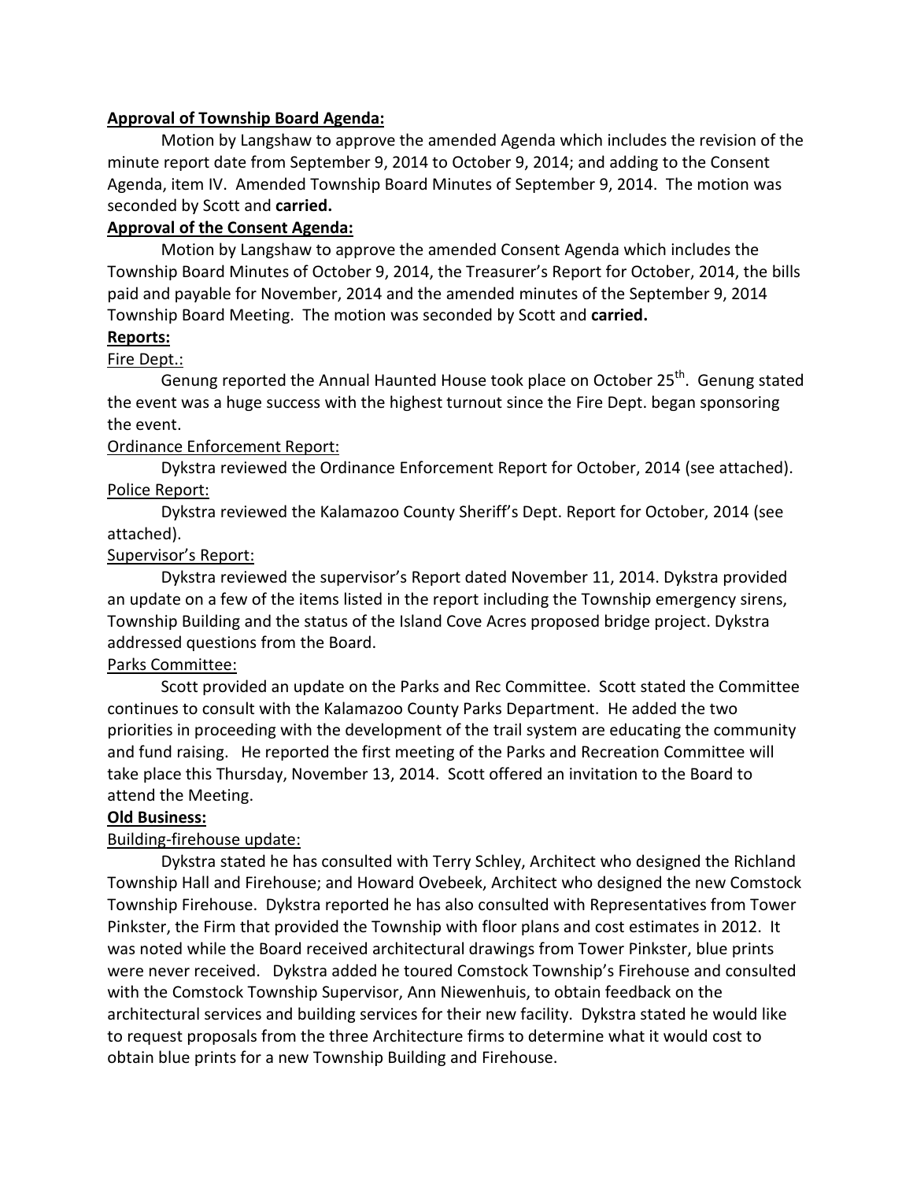**Approval of Township Board Agenda:**

Motion by Langshaw to approve the amended Agenda which includes the revision of the minute report date from September 9, 2014 to October 9, 2014; and adding to the Consent Agenda, item IV. Amended Township Board Minutes of September 9, 2014. The motion was seconded by Scott and **carried.**

**Approval of the Consent Agenda:**

Motion by Langshaw to approve the amended Consent Agenda which includes the Township Board Minutes of October 9, 2014, the Treasurer's Report for October, 2014, the bills paid and payable for November, 2014 and the amended minutes of the September 9, 2014 Township Board Meeting. The motion was seconded by Scott and **carried.**

**Reports:**

Fire Dept.:

Genung reported the Annual Haunted House took place on October 25th. Genung stated the event was a huge success with the highest turnout since the Fire Dept. began sponsoring the event.

Ordinance Enforcement Report:

Dykstra reviewed the Ordinance Enforcement Report for October, 2014 (see attached).

Police Report:

Dykstra reviewed the Kalamazoo County Sheriff's Dept. Report for October, 2014 (see attached).

Supervisor's Report:

Dykstra reviewed the supervisor's Report dated November 11, 2014. Dykstra provided an update on a few of the items listed in the report including the Township emergency sirens, Township Building and the status of the Island Cove Acres proposed bridge project. Dykstra addressed questions from the Board.

Parks Committee:

Scott provided an update on the Parks and Rec Committee. Scott stated the Committee continues to consult with the Kalamazoo County Parks Department. He added the two priorities in proceeding with the development of the trail system are educating the community and fund raising. He reported the first meeting of the Parks and Recreation Committee will take place this Thursday, November 13, 2014. Scott offered an invitation to the Board to attend the Meeting.

**Old Business:**

Building-firehouse update:

Dykstra stated he has consulted with Terry Schley, Architect who designed the Richland Township Hall and Firehouse; and Howard Ovebeek, Architect who designed the new Comstock Township Firehouse. Dykstra reported he has also consulted with Representatives from Tower Pinkster, the Firm that provided the Township with floor plans and cost estimates in 2012. It was noted while the Board received architectural drawings from Tower Pinkster, blue prints were never received. Dykstra added he toured Comstock Township's Firehouse and consulted with the Comstock Township Supervisor, Ann Niewenhuis, to obtain feedback on the architectural services and building services for their new facility. Dykstra stated he would like to request proposals from the three Architecture firms to determine what it would cost to obtain blue prints for a new Township Building and Firehouse.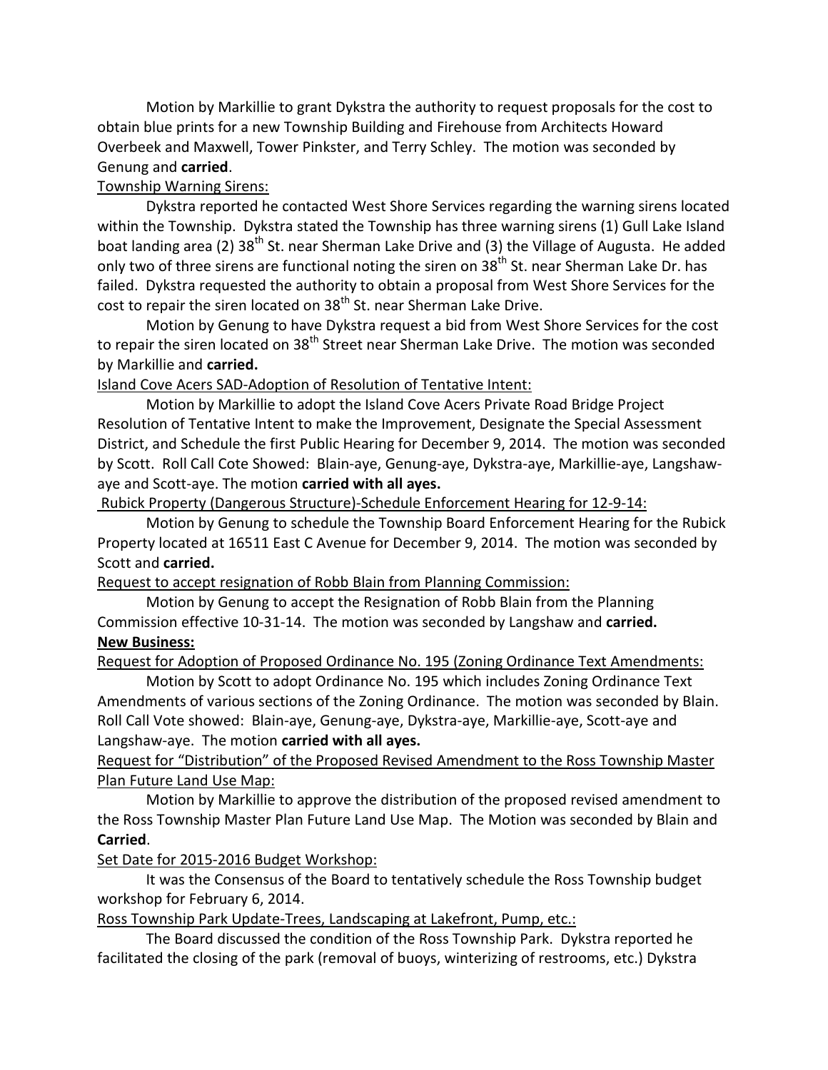Motion by Markillie to grant Dykstra the authority to request proposals for the cost to obtain blue prints for a new Township Building and Firehouse from Architects Howard Overbeek and Maxwell, Tower Pinkster, and Terry Schley. The motion was seconded by Genung and **carried**.

Township Warning Sirens:

Dykstra reported he contacted West Shore Services regarding the warning sirens located within the Township. Dykstra stated the Township has three warning sirens (1) Gull Lake Island boat landing area (2) 38th St. near Sherman Lake Drive and (3) the Village of Augusta. He added only two of three sirens are functional noting the siren on 38th St. near Sherman Lake Dr. has failed. Dykstra requested the authority to obtain a proposal from West Shore Services for the cost to repair the siren located on 38th St. near Sherman Lake Drive.

Motion by Genung to have Dykstra request a bid from West Shore Services for the cost to repair the siren located on 38th Street near Sherman Lake Drive. The motion was seconded by Markillie and **carried.**

Island Cove Acers SAD-Adoption of Resolution of Tentative Intent:

Motion by Markillie to adopt the Island Cove Acers Private Road Bridge Project Resolution of Tentative Intent to make the Improvement, Designate the Special Assessment District, and Schedule the first Public Hearing for December 9, 2014. The motion was seconded by Scott. Roll Call Cote Showed: Blain-aye, Genung-aye, Dykstra-aye, Markillie-aye, Langshaw-aye and Scott-aye. The motion **carried with all ayes.**

Rubick Property (Dangerous Structure)-Schedule Enforcement Hearing for 12-9-14:

Motion by Genung to schedule the Township Board Enforcement Hearing for the Rubick Property located at 16511 East C Avenue for December 9, 2014. The motion was seconded by Scott and **carried.**

Request to accept resignation of Robb Blain from Planning Commission:

Motion by Genung to accept the Resignation of Robb Blain from the Planning Commission effective 10-31-14. The motion was seconded by Langshaw and **carried.**

**New Business:**

Request for Adoption of Proposed Ordinance No. 195 (Zoning Ordinance Text Amendments:

Motion by Scott to adopt Ordinance No. 195 which includes Zoning Ordinance Text Amendments of various sections of the Zoning Ordinance. The motion was seconded by Blain. Roll Call Vote showed: Blain-aye, Genung-aye, Dykstra-aye, Markillie-aye, Scott-aye and Langshaw-aye. The motion **carried with all ayes.**

Request for "Distribution" of the Proposed Revised Amendment to the Ross Township Master Plan Future Land Use Map:

Motion by Markillie to approve the distribution of the proposed revised amendment to the Ross Township Master Plan Future Land Use Map. The Motion was seconded by Blain and **Carried**.

Set Date for 2015-2016 Budget Workshop:

It was the Consensus of the Board to tentatively schedule the Ross Township budget workshop for February 6, 2014.

Ross Township Park Update-Trees, Landscaping at Lakefront, Pump, etc.:

The Board discussed the condition of the Ross Township Park. Dykstra reported he facilitated the closing of the park (removal of buoys, winterizing of restrooms, etc.) Dykstra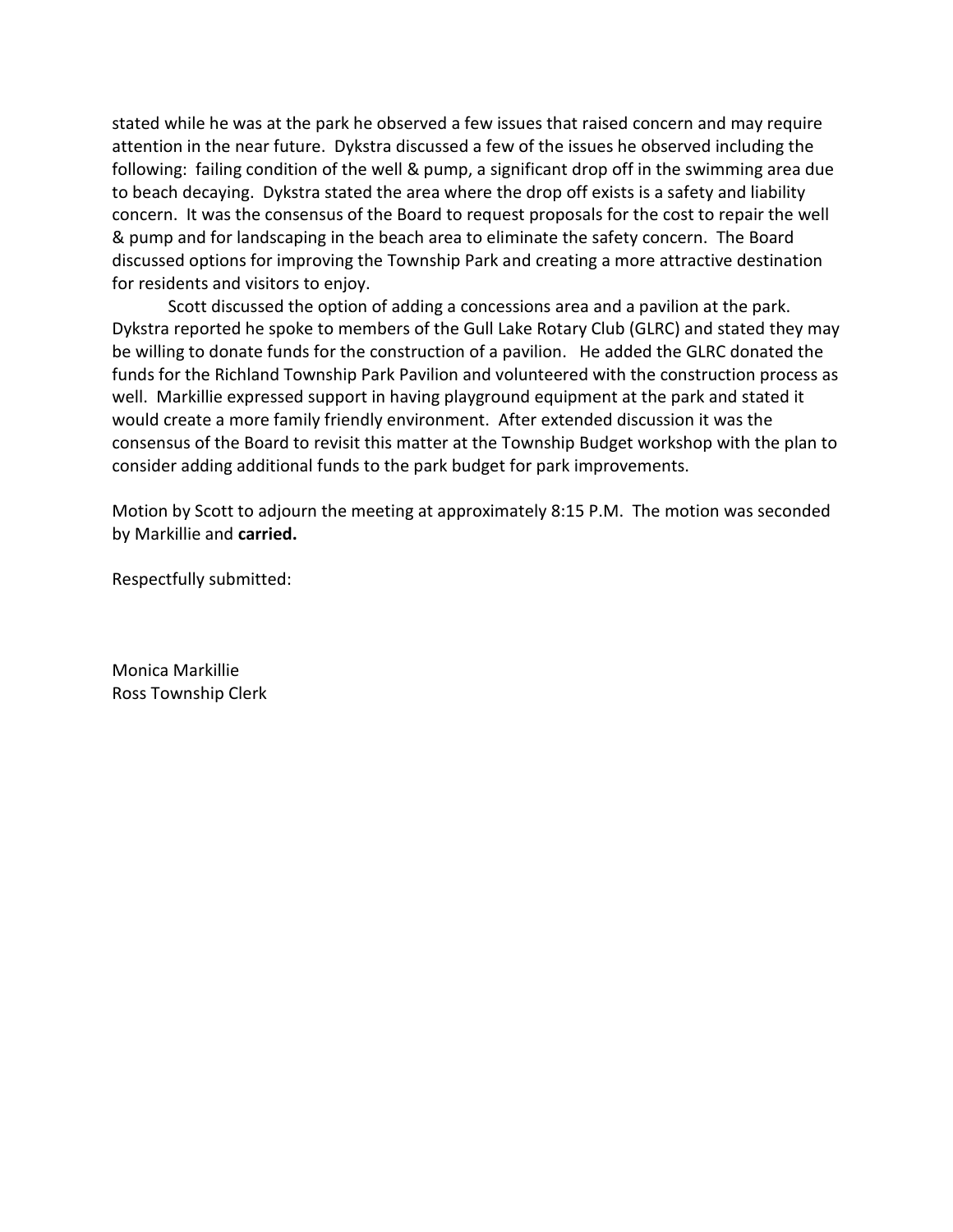stated while he was at the park he observed a few issues that raised concern and may require attention in the near future. Dykstra discussed a few of the issues he observed including the following: failing condition of the well & pump, a significant drop off in the swimming area due to beach decaying. Dykstra stated the area where the drop off exists is a safety and liability concern. It was the consensus of the Board to request proposals for the cost to repair the well & pump and for landscaping in the beach area to eliminate the safety concern. The Board discussed options for improving the Township Park and creating a more attractive destination for residents and visitors to enjoy.

Scott discussed the option of adding a concessions area and a pavilion at the park. Dykstra reported he spoke to members of the Gull Lake Rotary Club (GLRC) and stated they may be willing to donate funds for the construction of a pavilion. He added the GLRC donated the funds for the Richland Township Park Pavilion and volunteered with the construction process as well. Markillie expressed support in having playground equipment at the park and stated it would create a more family friendly environment. After extended discussion it was the consensus of the Board to revisit this matter at the Township Budget workshop with the plan to consider adding additional funds to the park budget for park improvements.

Motion by Scott to adjourn the meeting at approximately 8:15 P.M. The motion was seconded by Markillie and **carried.**

Respectfully submitted:

Monica Markillie
Ross Township Clerk